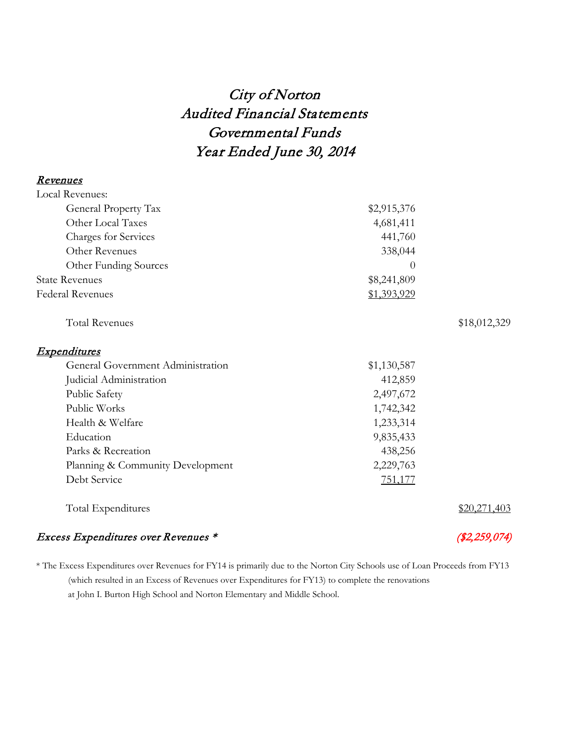# *City of Norton*
# *Audited Financial Statements*
# *Governmental Funds*
# *Year Ended June 30, 2014*

| | | |
|---|---|---|
| ***Revenues*** | | |
| Local Revenues: | | |
| General Property Tax | $2,915,376 | |
| Other Local Taxes | 4,681,411 | |
| Charges for Services | 441,760 | |
| Other Revenues | 338,044 | |
| Other Funding Sources | 0 | |
| State Revenues | $8,241,809 | |
| Federal Revenues | $1,393,929 | |
| Total Revenues | | $18,012,329 |
| ***Expenditures*** | | |
| General Government Administration | $1,130,587 | |
| Judicial Administration | 412,859 | |
| Public Safety | 2,497,672 | |
| Public Works | 1,742,342 | |
| Health & Welfare | 1,233,314 | |
| Education | 9,835,433 | |
| Parks & Recreation | 438,256 | |
| Planning & Community Development | 2,229,763 | |
| Debt Service | 751,177 | |
| Total Expenditures | | $20,271,403 |
| ***Excess Expenditures over Revenues **** | | ***($2,259,074)*** |

* The Excess Expenditures over Revenues for FY14 is primarily due to the Norton City Schools use of Loan Proceeds from FY13 (which resulted in an Excess of Revenues over Expenditures for FY13) to complete the renovations at John I. Burton High School and Norton Elementary and Middle School.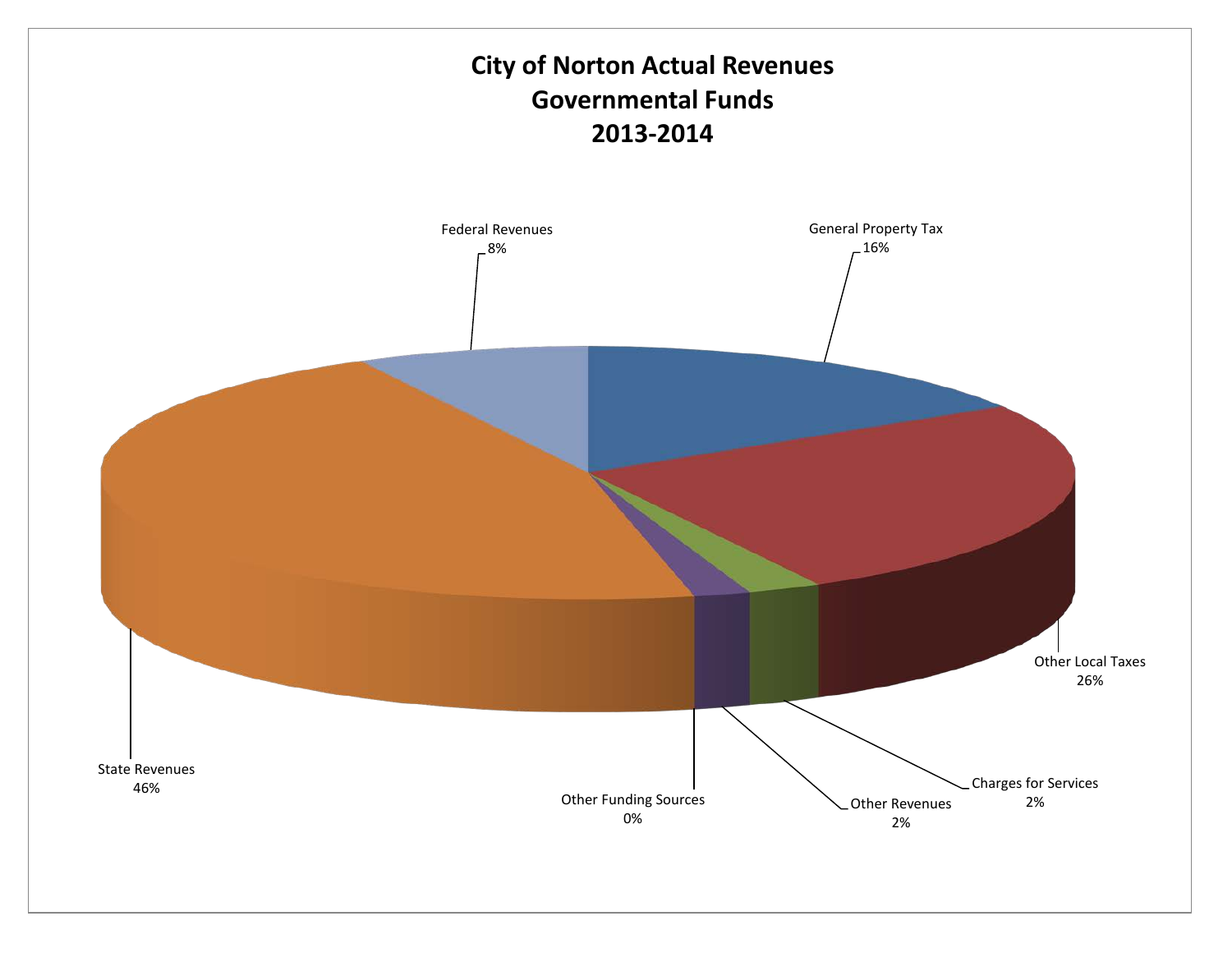# City of Norton Actual Revenues
# Governmental Funds
# 2013-2014

Federal Revenues
8%

General Property Tax
16%

Other Local Taxes
26%

Charges for Services
2%

Other Revenues
2%

Other Funding Sources
0%

State Revenues
46%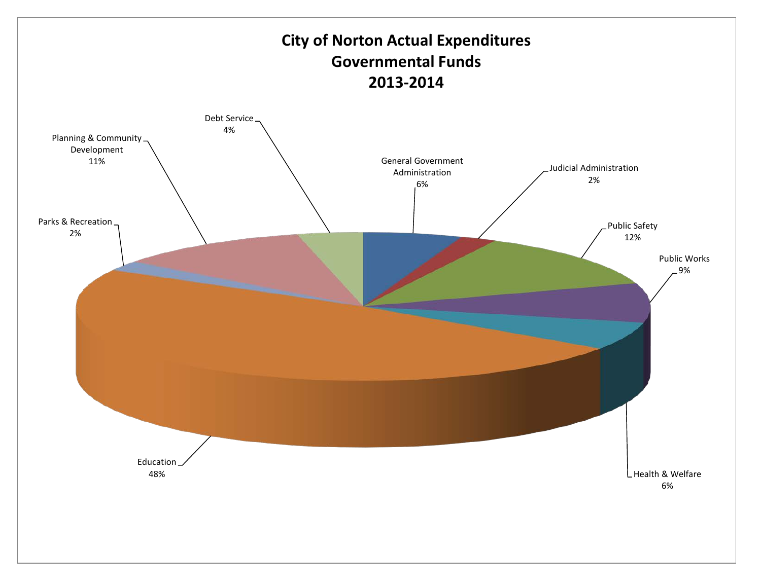# City of Norton Actual Expenditures
# Governmental Funds
# 2013-2014

Debt Service
4%

Planning & Community Development
11%

General Government Administration
6%

Judicial Administration
2%

Public Safety
12%

Public Works
9%

Parks & Recreation
2%

Education
48%

Health & Welfare
6%